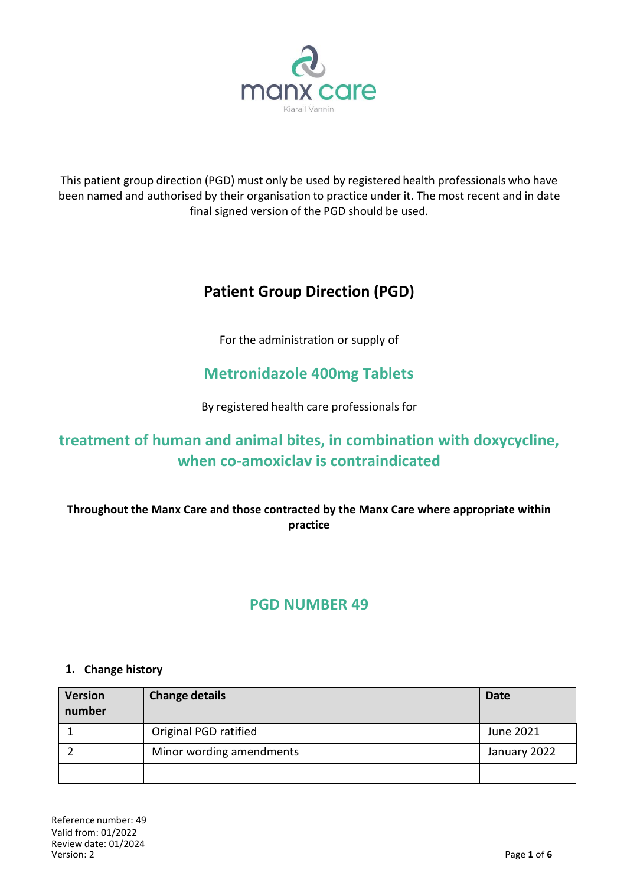manx care

Kiarail Vannin

This patient group direction (PGD) must only be used by registered health professionals who have been named and authorised by their organisation to practice under it. The most recent and in date final signed version of the PGD should be used.

# Patient Group Direction (PGD)

For the administration or supply of

## Metronidazole 400mg Tablets

By registered health care professionals for

## treatment of human and animal bites, in combination with doxycycline, when co-amoxiclav is contraindicated

**Throughout the Manx Care and those contracted by the Manx Care where appropriate within practice**

## PGD NUMBER 49

### 1. Change history

| Version number | Change details | Date |
|---|---|---|
| 1 | Original PGD ratified | June 2021 |
| 2 | Minor wording amendments | January 2022 |
| | | |

Reference number: 49
Valid from: 01/2022
Review date: 01/2024
Version: 2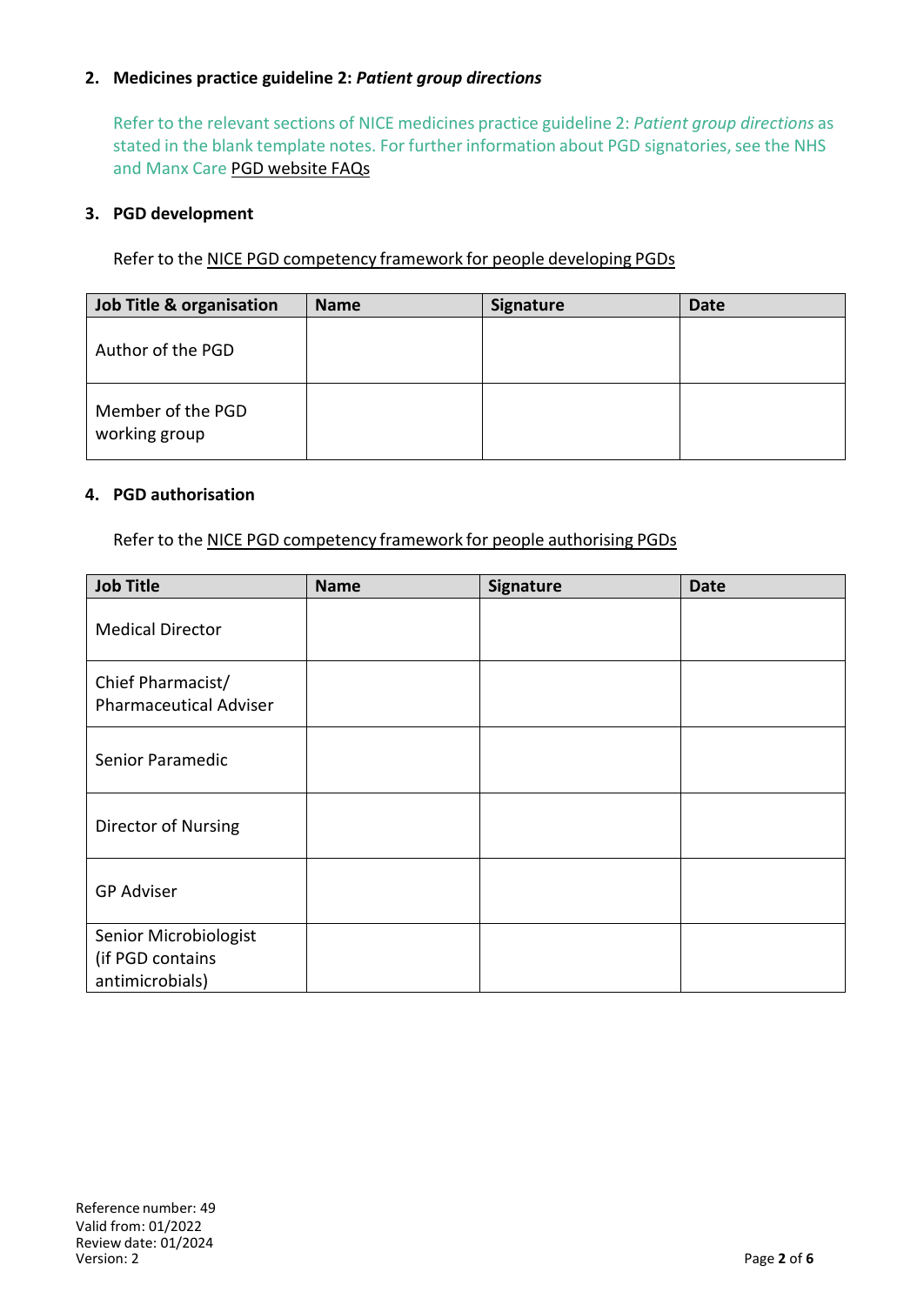## 2. Medicines practice guideline 2: *Patient group directions*

Refer to the relevant sections of NICE medicines practice guideline 2: *Patient group directions* as stated in the blank template notes. For further information about PGD signatories, see the NHS and Manx Care PGD website FAQs

## 3. PGD development

Refer to the NICE PGD competency framework for people developing PGDs

| Job Title & organisation | Name | Signature | Date |
|---|---|---|---|
| Author of the PGD | | | |
| Member of the PGD working group | | | |

## 4. PGD authorisation

Refer to the NICE PGD competency framework for people authorising PGDs

| Job Title | Name | Signature | Date |
|---|---|---|---|
| Medical Director | | | |
| Chief Pharmacist/ Pharmaceutical Adviser | | | |
| Senior Paramedic | | | |
| Director of Nursing | | | |
| GP Adviser | | | |
| Senior Microbiologist (if PGD contains antimicrobials) | | | |

Reference number: 49
Valid from: 01/2022
Review date: 01/2024
Version: 2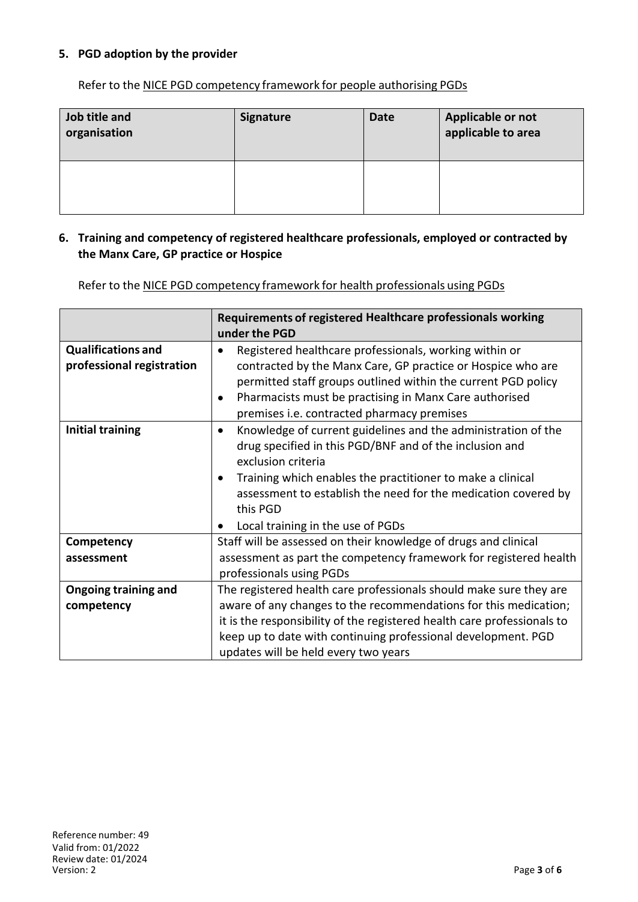## 5. PGD adoption by the provider

Refer to the NICE PGD competency framework for people authorising PGDs

| Job title and organisation | Signature | Date | Applicable or not applicable to area |
|---|---|---|---|
| | | | |

## 6. Training and competency of registered healthcare professionals, employed or contracted by the Manx Care, GP practice or Hospice

Refer to the NICE PGD competency framework for health professionals using PGDs

| | Requirements of registered Healthcare professionals working under the PGD |
|---|---|
| **Qualifications and professional registration** | • Registered healthcare professionals, working within or contracted by the Manx Care, GP practice or Hospice who are permitted staff groups outlined within the current PGD policy<br>• Pharmacists must be practising in Manx Care authorised premises i.e. contracted pharmacy premises |
| **Initial training** | • Knowledge of current guidelines and the administration of the drug specified in this PGD/BNF and of the inclusion and exclusion criteria<br>• Training which enables the practitioner to make a clinical assessment to establish the need for the medication covered by this PGD<br>• Local training in the use of PGDs |
| **Competency assessment** | Staff will be assessed on their knowledge of drugs and clinical assessment as part the competency framework for registered health professionals using PGDs |
| **Ongoing training and competency** | The registered health care professionals should make sure they are aware of any changes to the recommendations for this medication; it is the responsibility of the registered health care professionals to keep up to date with continuing professional development. PGD updates will be held every two years |

Reference number: 49
Valid from: 01/2022
Review date: 01/2024
Version: 2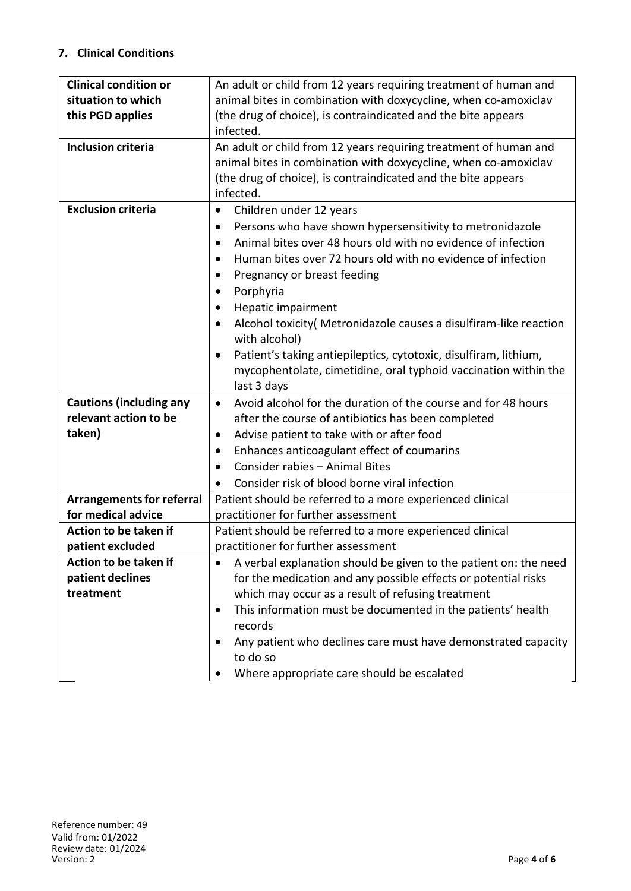## 7. Clinical Conditions

| | |
|---|---|
| **Clinical condition or situation to which this PGD applies** | An adult or child from 12 years requiring treatment of human and animal bites in combination with doxycycline, when co-amoxiclav (the drug of choice), is contraindicated and the bite appears infected. |
| **Inclusion criteria** | An adult or child from 12 years requiring treatment of human and animal bites in combination with doxycycline, when co-amoxiclav (the drug of choice), is contraindicated and the bite appears infected. |
| **Exclusion criteria** | • Children under 12 years<br>• Persons who have shown hypersensitivity to metronidazole<br>• Animal bites over 48 hours old with no evidence of infection<br>• Human bites over 72 hours old with no evidence of infection<br>• Pregnancy or breast feeding<br>• Porphyria<br>• Hepatic impairment<br>• Alcohol toxicity( Metronidazole causes a disulfiram-like reaction with alcohol)<br>• Patient's taking antiepileptics, cytotoxic, disulfiram, lithium, mycophentolate, cimetidine, oral typhoid vaccination within the last 3 days |
| **Cautions (including any relevant action to be taken)** | • Avoid alcohol for the duration of the course and for 48 hours after the course of antibiotics has been completed<br>• Advise patient to take with or after food<br>• Enhances anticoagulant effect of coumarins<br>• Consider rabies – Animal Bites<br>• Consider risk of blood borne viral infection |
| **Arrangements for referral for medical advice** | Patient should be referred to a more experienced clinical practitioner for further assessment |
| **Action to be taken if patient excluded** | Patient should be referred to a more experienced clinical practitioner for further assessment |
| **Action to be taken if patient declines treatment** | • A verbal explanation should be given to the patient on: the need for the medication and any possible effects or potential risks which may occur as a result of refusing treatment<br>• This information must be documented in the patients' health records<br>• Any patient who declines care must have demonstrated capacity to do so<br>• Where appropriate care should be escalated |

Reference number: 49
Valid from: 01/2022
Review date: 01/2024
Version: 2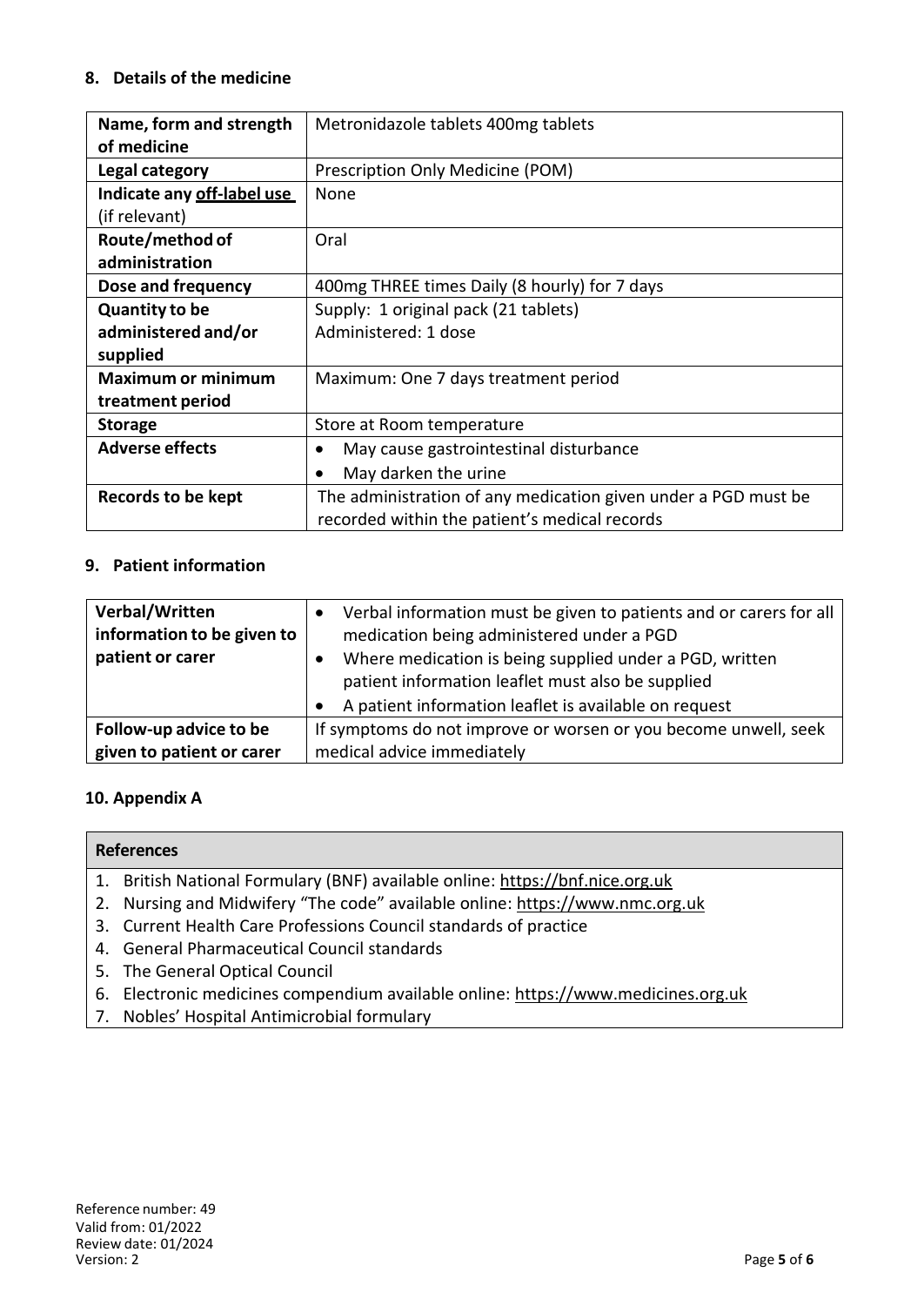## 8. Details of the medicine

| Name, form and strength of medicine | Metronidazole tablets 400mg tablets |
|---|---|
| **Legal category** | Prescription Only Medicine (POM) |
| **Indicate any off-label use** (if relevant) | None |
| **Route/method of administration** | Oral |
| **Dose and frequency** | 400mg THREE times Daily (8 hourly) for 7 days |
| **Quantity to be administered and/or supplied** | Supply: 1 original pack (21 tablets)<br>Administered: 1 dose |
| **Maximum or minimum treatment period** | Maximum: One 7 days treatment period |
| **Storage** | Store at Room temperature |
| **Adverse effects** | • May cause gastrointestinal disturbance<br>• May darken the urine |
| **Records to be kept** | The administration of any medication given under a PGD must be recorded within the patient's medical records |

## 9. Patient information

| Verbal/Written information to be given to patient or carer | • Verbal information must be given to patients and or carers for all medication being administered under a PGD<br>• Where medication is being supplied under a PGD, written patient information leaflet must also be supplied<br>• A patient information leaflet is available on request |
|---|---|
| **Follow-up advice to be given to patient or carer** | If symptoms do not improve or worsen or you become unwell, seek medical advice immediately |

## 10. Appendix A

| References |
|---|
| 1. British National Formulary (BNF) available online: https://bnf.nice.org.uk |
| 2. Nursing and Midwifery "The code" available online: https://www.nmc.org.uk |
| 3. Current Health Care Professions Council standards of practice |
| 4. General Pharmaceutical Council standards |
| 5. The General Optical Council |
| 6. Electronic medicines compendium available online: https://www.medicines.org.uk |
| 7. Nobles' Hospital Antimicrobial formulary |

Reference number: 49
Valid from: 01/2022
Review date: 01/2024
Version: 2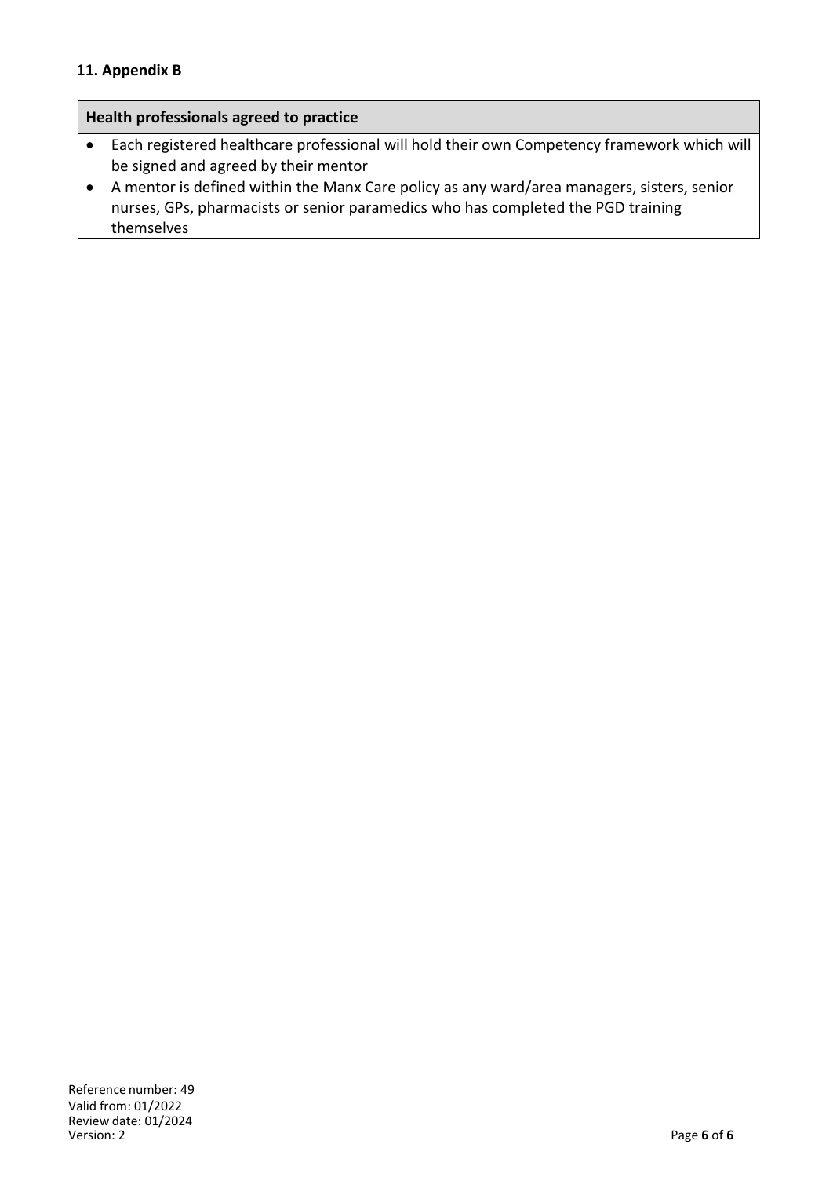## 11. Appendix B

| Health professionals agreed to practice |
|---|
| • Each registered healthcare professional will hold their own Competency framework which will be signed and agreed by their mentor<br>• A mentor is defined within the Manx Care policy as any ward/area managers, sisters, senior nurses, GPs, pharmacists or senior paramedics who has completed the PGD training themselves |

Reference number: 49
Valid from: 01/2022
Review date: 01/2024
Version: 2